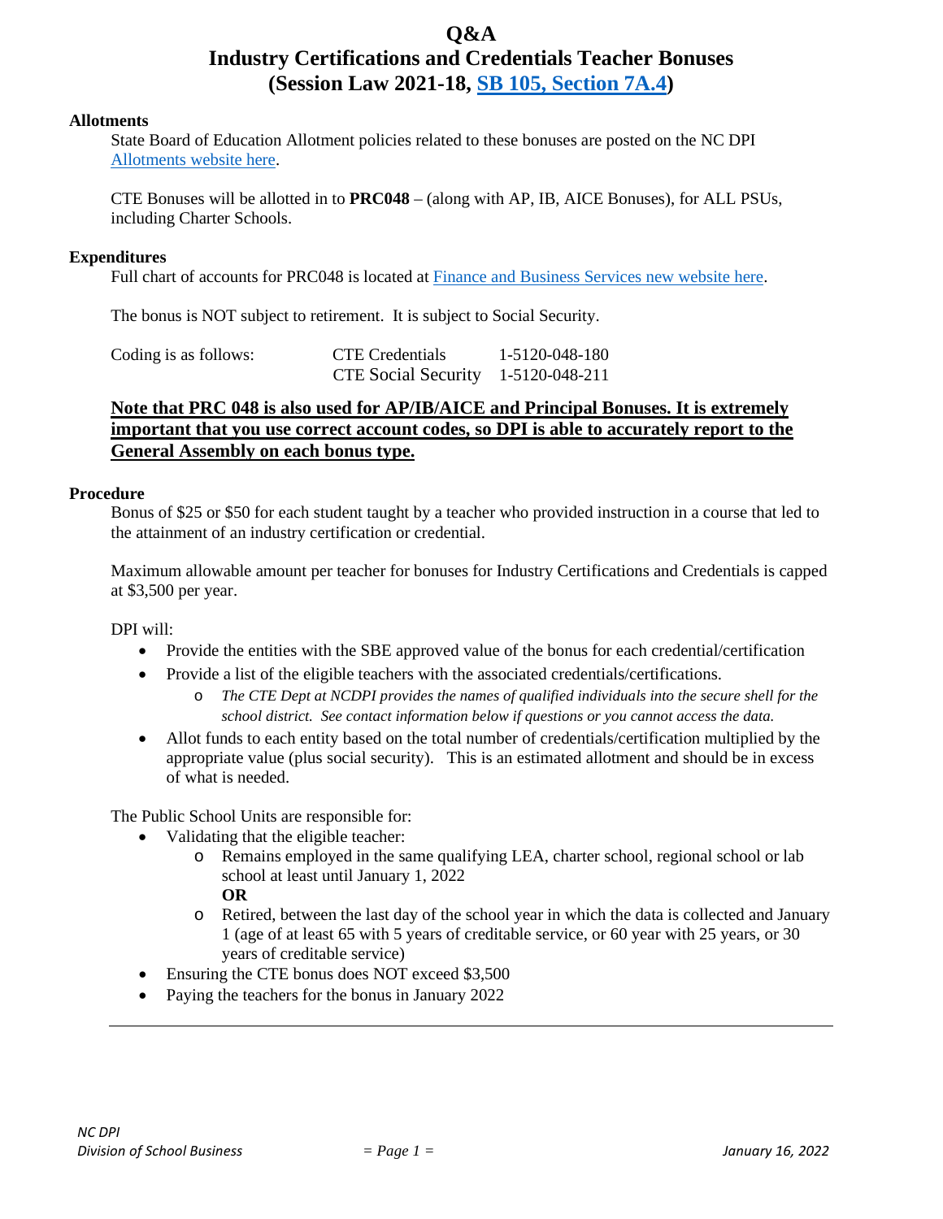# Q&A
# Industry Certifications and Credentials Teacher Bonuses
# (Session Law 2021-18, [SB 105, Section 7A.4](SB 105, Section 7A.4))

### Allotments

State Board of Education Allotment policies related to these bonuses are posted on the NC DPI Allotments website here.

CTE Bonuses will be allotted in to **PRC048** – (along with AP, IB, AICE Bonuses), for ALL PSUs, including Charter Schools.

### Expenditures

Full chart of accounts for PRC048 is located at Finance and Business Services new website here.

The bonus is NOT subject to retirement. It is subject to Social Security.

| Coding is as follows: | CTE Credentials | 1-5120-048-180 |
|---|---|---|
| | CTE Social Security | 1-5120-048-211 |

**Note that PRC 048 is also used for AP/IB/AICE and Principal Bonuses. It is extremely important that you use correct account codes, so DPI is able to accurately report to the General Assembly on each bonus type.**

### Procedure

Bonus of $25 or $50 for each student taught by a teacher who provided instruction in a course that led to the attainment of an industry certification or credential.

Maximum allowable amount per teacher for bonuses for Industry Certifications and Credentials is capped at $3,500 per year.

DPI will:

- Provide the entities with the SBE approved value of the bonus for each credential/certification
- Provide a list of the eligible teachers with the associated credentials/certifications.
  - *The CTE Dept at NCDPI provides the names of qualified individuals into the secure shell for the school district. See contact information below if questions or you cannot access the data.*
- Allot funds to each entity based on the total number of credentials/certification multiplied by the appropriate value (plus social security). This is an estimated allotment and should be in excess of what is needed.

The Public School Units are responsible for:

- Validating that the eligible teacher:
  - Remains employed in the same qualifying LEA, charter school, regional school or lab school at least until January 1, 2022
    **OR**
  - Retired, between the last day of the school year in which the data is collected and January 1 (age of at least 65 with 5 years of creditable service, or 60 year with 25 years, or 30 years of creditable service)
- Ensuring the CTE bonus does NOT exceed $3,500
- Paying the teachers for the bonus in January 2022

---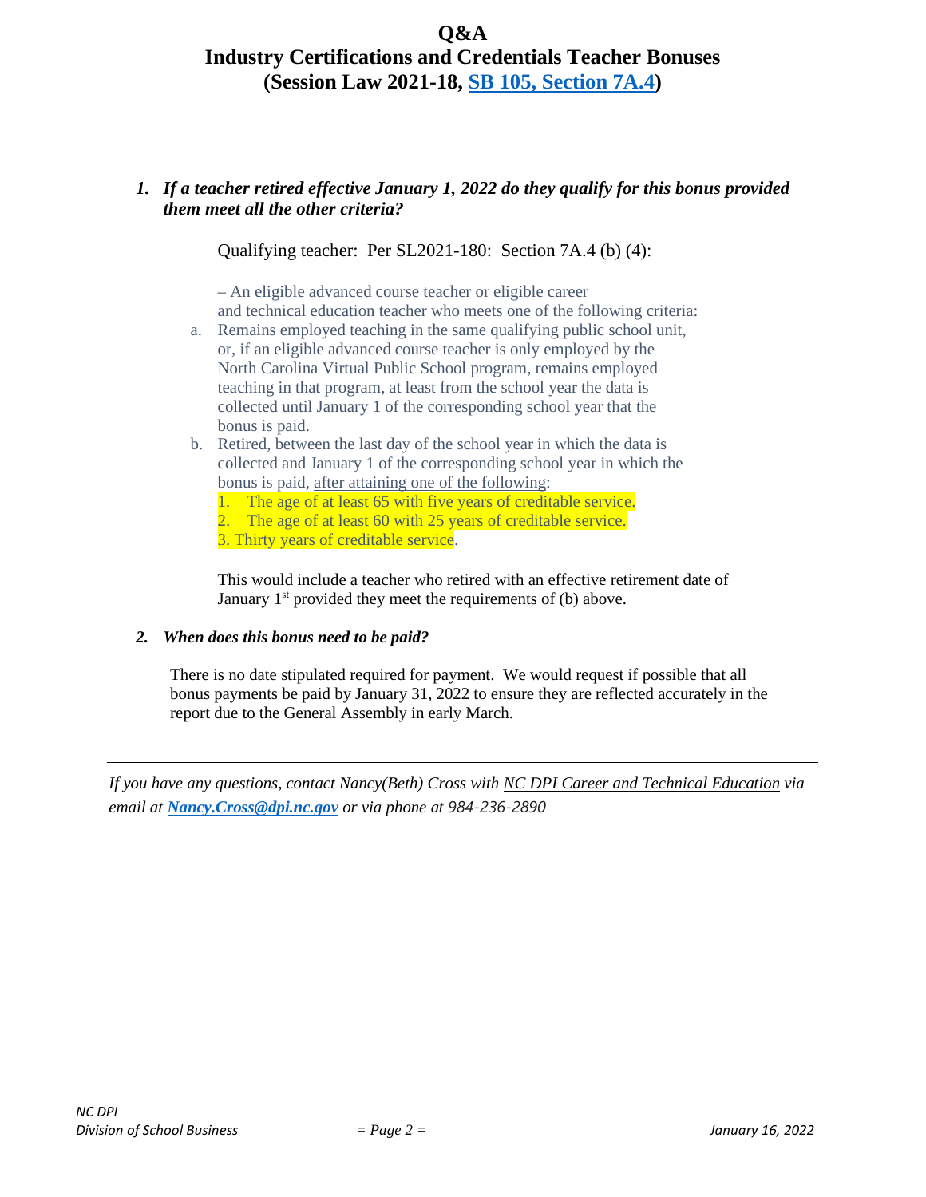# Q&A
# Industry Certifications and Credentials Teacher Bonuses
# (Session Law 2021-18, SB 105, Section 7A.4)

1. ***If a teacher retired effective January 1, 2022 do they qualify for this bonus provided them meet all the other criteria?***

   Qualifying teacher: Per SL2021-180: Section 7A.4 (b) (4):

   – An eligible advanced course teacher or eligible career and technical education teacher who meets one of the following criteria:

   a. Remains employed teaching in the same qualifying public school unit, or, if an eligible advanced course teacher is only employed by the North Carolina Virtual Public School program, remains employed teaching in that program, at least from the school year the data is collected until January 1 of the corresponding school year that the bonus is paid.
   b. Retired, between the last day of the school year in which the data is collected and January 1 of the corresponding school year in which the bonus is paid, after attaining one of the following:
      1. The age of at least 65 with five years of creditable service.
      2. The age of at least 60 with 25 years of creditable service.
      3. Thirty years of creditable service.

   This would include a teacher who retired with an effective retirement date of January 1st provided they meet the requirements of (b) above.

2. ***When does this bonus need to be paid?***

   There is no date stipulated required for payment. We would request if possible that all bonus payments be paid by January 31, 2022 to ensure they are reflected accurately in the report due to the General Assembly in early March.

---

*If you have any questions, contact Nancy(Beth) Cross with NC DPI Career and Technical Education via email at **Nancy.Cross@dpi.nc.gov** or via phone at 984-236-2890*